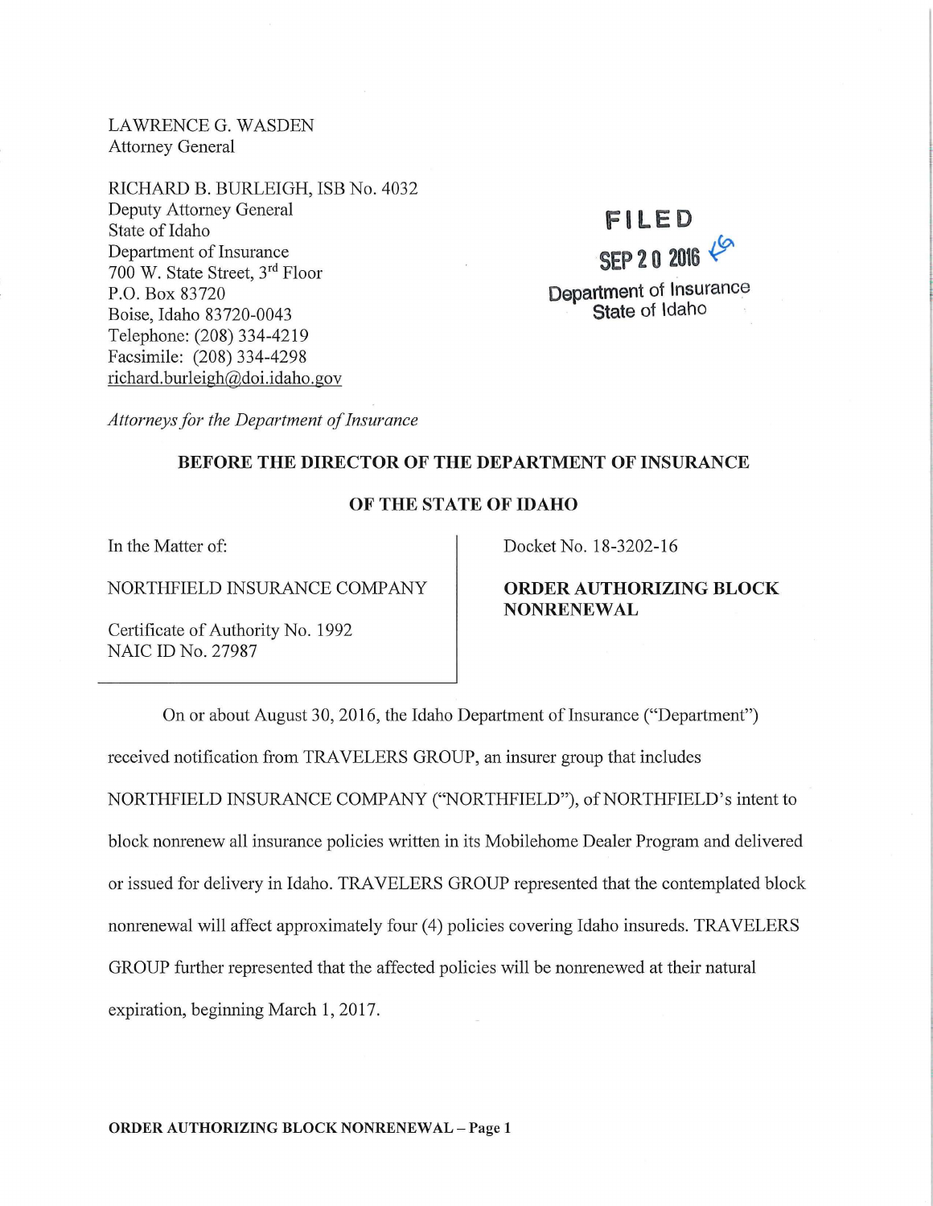LAWRENCE G. WASDEN
Attorney General

RICHARD B. BURLEIGH, ISB No. 4032
Deputy Attorney General
State of Idaho
Department of Insurance
700 W. State Street, 3rd Floor
P.O. Box 83720
Boise, Idaho 83720-0043
Telephone: (208) 334-4219
Facsimile: (208) 334-4298
richard.burleigh@doi.idaho.gov

*Attorneys for the Department of Insurance*

FILED
SEP 20 2016
Department of Insurance
State of Idaho

**BEFORE THE DIRECTOR OF THE DEPARTMENT OF INSURANCE**

**OF THE STATE OF IDAHO**

| In the Matter of: NORTHFIELD INSURANCE COMPANY Certificate of Authority No. 1992 NAIC ID No. 27987 | Docket No. 18-3202-16 **ORDER AUTHORIZING BLOCK NONRENEWAL** |
|---|---|

On or about August 30, 2016, the Idaho Department of Insurance ("Department") received notification from TRAVELERS GROUP, an insurer group that includes NORTHFIELD INSURANCE COMPANY ("NORTHFIELD"), of NORTHFIELD's intent to block nonrenew all insurance policies written in its Mobilehome Dealer Program and delivered or issued for delivery in Idaho. TRAVELERS GROUP represented that the contemplated block nonrenewal will affect approximately four (4) policies covering Idaho insureds. TRAVELERS GROUP further represented that the affected policies will be nonrenewed at their natural expiration, beginning March 1, 2017.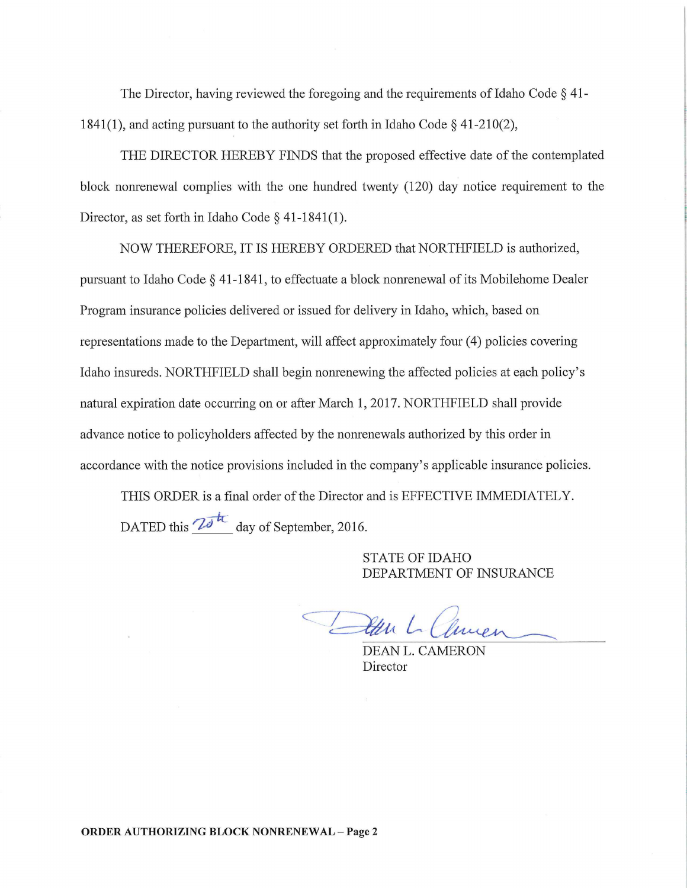The Director, having reviewed the foregoing and the requirements of Idaho Code § 41-1841(1), and acting pursuant to the authority set forth in Idaho Code § 41-210(2),

THE DIRECTOR HEREBY FINDS that the proposed effective date of the contemplated block nonrenewal complies with the one hundred twenty (120) day notice requirement to the Director, as set forth in Idaho Code § 41-1841(1).

NOW THEREFORE, IT IS HEREBY ORDERED that NORTHFIELD is authorized, pursuant to Idaho Code § 41-1841, to effectuate a block nonrenewal of its Mobilehome Dealer Program insurance policies delivered or issued for delivery in Idaho, which, based on representations made to the Department, will affect approximately four (4) policies covering Idaho insureds. NORTHFIELD shall begin nonrenewing the affected policies at each policy's natural expiration date occurring on or after March 1, 2017. NORTHFIELD shall provide advance notice to policyholders affected by the nonrenewals authorized by this order in accordance with the notice provisions included in the company's applicable insurance policies.

THIS ORDER is a final order of the Director and is EFFECTIVE IMMEDIATELY.

DATED this 20th day of September, 2016.

STATE OF IDAHO
DEPARTMENT OF INSURANCE

DEAN L. CAMERON
Director

**ORDER AUTHORIZING BLOCK NONRENEWAL – Page 2**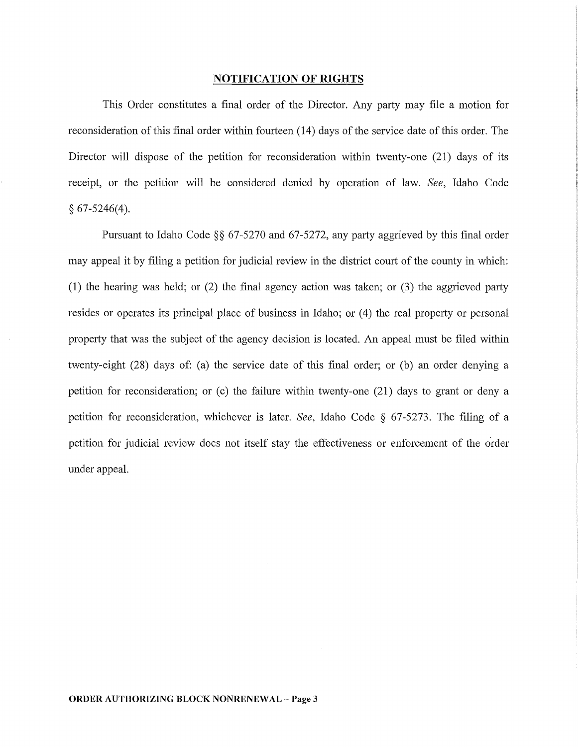## NOTIFICATION OF RIGHTS

This Order constitutes a final order of the Director. Any party may file a motion for reconsideration of this final order within fourteen (14) days of the service date of this order. The Director will dispose of the petition for reconsideration within twenty-one (21) days of its receipt, or the petition will be considered denied by operation of law. *See*, Idaho Code § 67-5246(4).

Pursuant to Idaho Code §§ 67-5270 and 67-5272, any party aggrieved by this final order may appeal it by filing a petition for judicial review in the district court of the county in which: (1) the hearing was held; or (2) the final agency action was taken; or (3) the aggrieved party resides or operates its principal place of business in Idaho; or (4) the real property or personal property that was the subject of the agency decision is located. An appeal must be filed within twenty-eight (28) days of: (a) the service date of this final order; or (b) an order denying a petition for reconsideration; or (c) the failure within twenty-one (21) days to grant or deny a petition for reconsideration, whichever is later. *See*, Idaho Code § 67-5273. The filing of a petition for judicial review does not itself stay the effectiveness or enforcement of the order under appeal.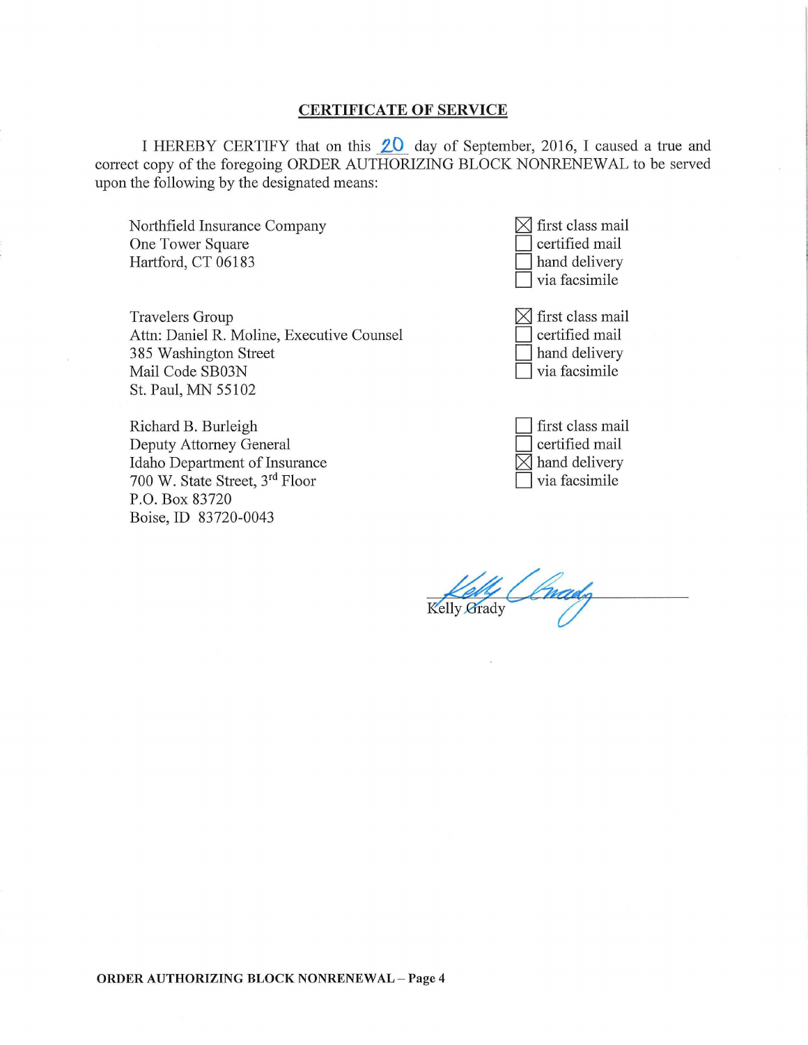## CERTIFICATE OF SERVICE

I HEREBY CERTIFY that on this 20 day of September, 2016, I caused a true and correct copy of the foregoing ORDER AUTHORIZING BLOCK NONRENEWAL to be served upon the following by the designated means:

Northfield Insurance Company
One Tower Square
Hartford, CT 06183

- [x] first class mail
- [ ] certified mail
- [ ] hand delivery
- [ ] via facsimile

Travelers Group
Attn: Daniel R. Moline, Executive Counsel
385 Washington Street
Mail Code SB03N
St. Paul, MN 55102

- [x] first class mail
- [ ] certified mail
- [ ] hand delivery
- [ ] via facsimile

Richard B. Burleigh
Deputy Attorney General
Idaho Department of Insurance
700 W. State Street, 3rd Floor
P.O. Box 83720
Boise, ID 83720-0043

- [ ] first class mail
- [ ] certified mail
- [x] hand delivery
- [ ] via facsimile

Kelly Grady

**ORDER AUTHORIZING BLOCK NONRENEWAL – Page 4**